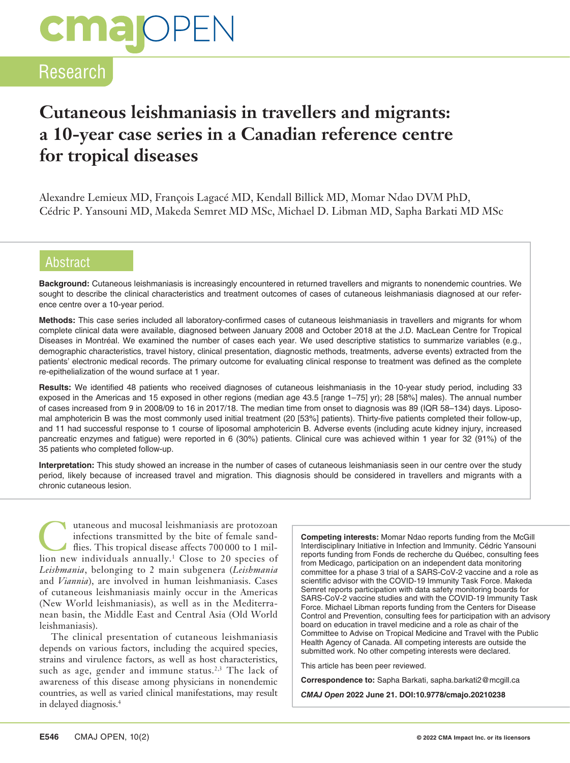Research

# Cutaneous leishmaniasis in travellers and migrants: a 10-year case series in a Canadian reference centre for tropical diseases

Alexandre Lemieux MD, François Lagacé MD, Kendall Billick MD, Momar Ndao DVM PhD, Cédric P. Yansouni MD, Makeda Semret MD MSc, Michael D. Libman MD, Sapha Barkati MD MSc

## Abstract

**Background:** Cutaneous leishmaniasis is increasingly encountered in returned travellers and migrants to nonendemic countries. We sought to describe the clinical characteristics and treatment outcomes of cases of cutaneous leishmaniasis diagnosed at our reference centre over a 10-year period.

**Methods:** This case series included all laboratory-confirmed cases of cutaneous leishmaniasis in travellers and migrants for whom complete clinical data were available, diagnosed between January 2008 and October 2018 at the J.D. MacLean Centre for Tropical Diseases in Montréal. We examined the number of cases each year. We used descriptive statistics to summarize variables (e.g., demographic characteristics, travel history, clinical presentation, diagnostic methods, treatments, adverse events) extracted from the patients' electronic medical records. The primary outcome for evaluating clinical response to treatment was defined as the complete re-epithelialization of the wound surface at 1 year.

**Results:** We identified 48 patients who received diagnoses of cutaneous leishmaniasis in the 10-year study period, including 33 exposed in the Americas and 15 exposed in other regions (median age 43.5 [range 1–75] yr); 28 [58%] males). The annual number of cases increased from 9 in 2008/09 to 16 in 2017/18. The median time from onset to diagnosis was 89 (IQR 58–134) days. Liposomal amphotericin B was the most commonly used initial treatment (20 [53%] patients). Thirty-five patients completed their follow-up, and 11 had successful response to 1 course of liposomal amphotericin B. Adverse events (including acute kidney injury, increased pancreatic enzymes and fatigue) were reported in 6 (30%) patients. Clinical cure was achieved within 1 year for 32 (91%) of the 35 patients who completed follow-up.

**Interpretation:** This study showed an increase in the number of cases of cutaneous leishmaniasis seen in our centre over the study period, likely because of increased travel and migration. This diagnosis should be considered in travellers and migrants with a chronic cutaneous lesion.

Cutaneous and mucosal leishmaniases are protozoan infections transmitted by the bite of female sandflies. This tropical disease affects 700 000 to 1 million new individuals annually.[1] Close to 20 species of *Leishmania*, belonging to 2 main subgenera (*Leishmania* and *Viannia*), are involved in human leishmaniasis. Cases of cutaneous leishmaniasis mainly occur in the Americas (New World leishmaniasis), as well as in the Mediterranean basin, the Middle East and Central Asia (Old World leishmaniasis).

The clinical presentation of cutaneous leishmaniasis depends on various factors, including the acquired species, strains and virulence factors, as well as host characteristics, such as age, gender and immune status.[2,3] The lack of awareness of this disease among physicians in nonendemic countries, as well as varied clinical manifestations, may result in delayed diagnosis.[4]

**Competing interests:** Momar Ndao reports funding from the McGill Interdisciplinary Initiative in Infection and Immunity. Cédric Yansouni reports funding from Fonds de recherche du Québec, consulting fees from Medicago, participation on an independent data monitoring committee for a phase 3 trial of a SARS-CoV-2 vaccine and a role as scientific advisor with the COVID-19 Immunity Task Force. Makeda Semret reports participation with data safety monitoring boards for SARS-CoV-2 vaccine studies and with the COVID-19 Immunity Task Force. Michael Libman reports funding from the Centers for Disease Control and Prevention, consulting fees for participation with an advisory board on education in travel medicine and a role as chair of the Committee to Advise on Tropical Medicine and Travel with the Public Health Agency of Canada. All competing interests are outside the submitted work. No other competing interests were declared.

This article has been peer reviewed.

**Correspondence to:** Sapha Barkati, sapha.barkati2@mcgill.ca

***CMAJ Open*** **2022 June 21. DOI:10.9778/cmajo.20210238**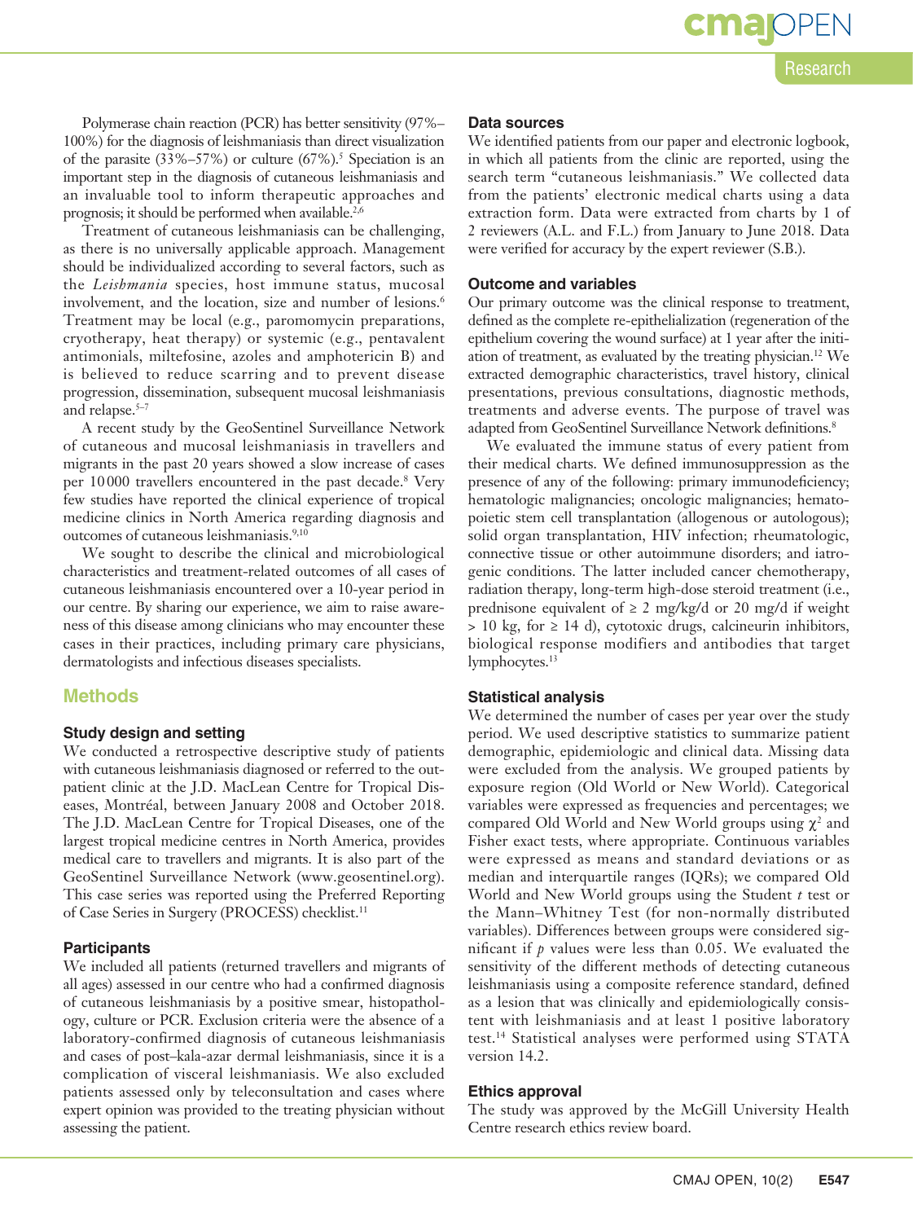Polymerase chain reaction (PCR) has better sensitivity (97%–100%) for the diagnosis of leishmaniasis than direct visualization of the parasite (33%–57%) or culture (67%).[5] Speciation is an important step in the diagnosis of cutaneous leishmaniasis and an invaluable tool to inform therapeutic approaches and prognosis; it should be performed when available.[2,6]

Treatment of cutaneous leishmaniasis can be challenging, as there is no universally applicable approach. Management should be individualized according to several factors, such as the *Leishmania* species, host immune status, mucosal involvement, and the location, size and number of lesions.[6] Treatment may be local (e.g., paromomycin preparations, cryotherapy, heat therapy) or systemic (e.g., pentavalent antimonials, miltefosine, azoles and amphotericin B) and is believed to reduce scarring and to prevent disease progression, dissemination, subsequent mucosal leishmaniasis and relapse.[5–7]

A recent study by the GeoSentinel Surveillance Network of cutaneous and mucosal leishmaniasis in travellers and migrants in the past 20 years showed a slow increase of cases per 10 000 travellers encountered in the past decade.[8] Very few studies have reported the clinical experience of tropical medicine clinics in North America regarding diagnosis and outcomes of cutaneous leishmaniasis.[9,10]

We sought to describe the clinical and microbiological characteristics and treatment-related outcomes of all cases of cutaneous leishmaniasis encountered over a 10-year period in our centre. By sharing our experience, we aim to raise awareness of this disease among clinicians who may encounter these cases in their practices, including primary care physicians, dermatologists and infectious diseases specialists.

## Methods

### Study design and setting

We conducted a retrospective descriptive study of patients with cutaneous leishmaniasis diagnosed or referred to the outpatient clinic at the J.D. MacLean Centre for Tropical Diseases, Montréal, between January 2008 and October 2018. The J.D. MacLean Centre for Tropical Diseases, one of the largest tropical medicine centres in North America, provides medical care to travellers and migrants. It is also part of the GeoSentinel Surveillance Network (www.geosentinel.org). This case series was reported using the Preferred Reporting of Case Series in Surgery (PROCESS) checklist.[11]

### Participants

We included all patients (returned travellers and migrants of all ages) assessed in our centre who had a confirmed diagnosis of cutaneous leishmaniasis by a positive smear, histopathology, culture or PCR. Exclusion criteria were the absence of a laboratory-confirmed diagnosis of cutaneous leishmaniasis and cases of post–kala-azar dermal leishmaniasis, since it is a complication of visceral leishmaniasis. We also excluded patients assessed only by teleconsultation and cases where expert opinion was provided to the treating physician without assessing the patient.

### Data sources

We identified patients from our paper and electronic logbook, in which all patients from the clinic are reported, using the search term "cutaneous leishmaniasis." We collected data from the patients' electronic medical charts using a data extraction form. Data were extracted from charts by 1 of 2 reviewers (A.L. and F.L.) from January to June 2018. Data were verified for accuracy by the expert reviewer (S.B.).

### Outcome and variables

Our primary outcome was the clinical response to treatment, defined as the complete re-epithelialization (regeneration of the epithelium covering the wound surface) at 1 year after the initiation of treatment, as evaluated by the treating physician.[12] We extracted demographic characteristics, travel history, clinical presentations, previous consultations, diagnostic methods, treatments and adverse events. The purpose of travel was adapted from GeoSentinel Surveillance Network definitions.[8]

We evaluated the immune status of every patient from their medical charts. We defined immunosuppression as the presence of any of the following: primary immunodeficiency; hematologic malignancies; oncologic malignancies; hematopoietic stem cell transplantation (allogenous or autologous); solid organ transplantation, HIV infection; rheumatologic, connective tissue or other autoimmune disorders; and iatrogenic conditions. The latter included cancer chemotherapy, radiation therapy, long-term high-dose steroid treatment (i.e., prednisone equivalent of ≥ 2 mg/kg/d or 20 mg/d if weight > 10 kg, for ≥ 14 d), cytotoxic drugs, calcineurin inhibitors, biological response modifiers and antibodies that target lymphocytes.[13]

### Statistical analysis

We determined the number of cases per year over the study period. We used descriptive statistics to summarize patient demographic, epidemiologic and clinical data. Missing data were excluded from the analysis. We grouped patients by exposure region (Old World or New World). Categorical variables were expressed as frequencies and percentages; we compared Old World and New World groups using $\chi^2$ and Fisher exact tests, where appropriate. Continuous variables were expressed as means and standard deviations or as median and interquartile ranges (IQRs); we compared Old World and New World groups using the Student $t$ test or the Mann–Whitney Test (for non-normally distributed variables). Differences between groups were considered significant if $p$ values were less than 0.05. We evaluated the sensitivity of the different methods of detecting cutaneous leishmaniasis using a composite reference standard, defined as a lesion that was clinically and epidemiologically consistent with leishmaniasis and at least 1 positive laboratory test.[14] Statistical analyses were performed using STATA version 14.2.

### Ethics approval

The study was approved by the McGill University Health Centre research ethics review board.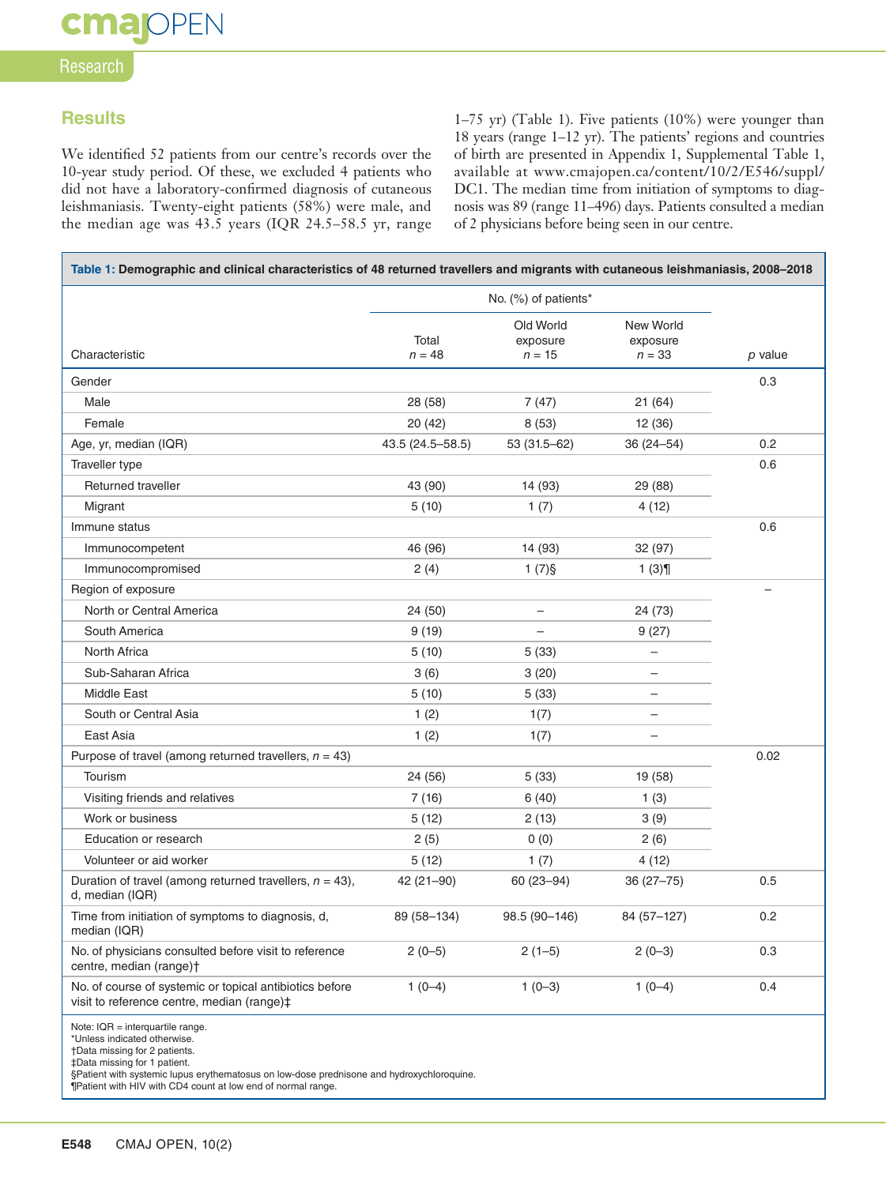## Results

We identified 52 patients from our centre's records over the 10-year study period. Of these, we excluded 4 patients who did not have a laboratory-confirmed diagnosis of cutaneous leishmaniasis. Twenty-eight patients (58%) were male, and the median age was 43.5 years (IQR 24.5–58.5 yr, range 1–75 yr) (Table 1). Five patients (10%) were younger than 18 years (range 1–12 yr). The patients' regions and countries of birth are presented in Appendix 1, Supplemental Table 1, available at www.cmajopen.ca/content/10/2/E546/suppl/DC1. The median time from initiation of symptoms to diagnosis was 89 (range 11–496) days. Patients consulted a median of 2 physicians before being seen in our centre.

**Table 1: Demographic and clinical characteristics of 48 returned travellers and migrants with cutaneous leishmaniasis, 2008–2018**

| | No. (%) of patients* | | | |
|---|---|---|---|---|
| Characteristic | Total $n = 48$ | Old World exposure $n = 15$ | New World exposure $n = 33$ | $p$ value |
| Gender | | | | 0.3 |
| Male | 28 (58) | 7 (47) | 21 (64) | |
| Female | 20 (42) | 8 (53) | 12 (36) | |
| Age, yr, median (IQR) | 43.5 (24.5–58.5) | 53 (31.5–62) | 36 (24–54) | 0.2 |
| Traveller type | | | | 0.6 |
| Returned traveller | 43 (90) | 14 (93) | 29 (88) | |
| Migrant | 5 (10) | 1 (7) | 4 (12) | |
| Immune status | | | | 0.6 |
| Immunocompetent | 46 (96) | 14 (93) | 32 (97) | |
| Immunocompromised | 2 (4) | 1 (7)§ | 1 (3)¶ | |
| Region of exposure | | | | – |
| North or Central America | 24 (50) | – | 24 (73) | |
| South America | 9 (19) | – | 9 (27) | |
| North Africa | 5 (10) | 5 (33) | – | |
| Sub-Saharan Africa | 3 (6) | 3 (20) | – | |
| Middle East | 5 (10) | 5 (33) | – | |
| South or Central Asia | 1 (2) | 1(7) | – | |
| East Asia | 1 (2) | 1(7) | – | |
| Purpose of travel (among returned travellers, $n = 43$) | | | | 0.02 |
| Tourism | 24 (56) | 5 (33) | 19 (58) | |
| Visiting friends and relatives | 7 (16) | 6 (40) | 1 (3) | |
| Work or business | 5 (12) | 2 (13) | 3 (9) | |
| Education or research | 2 (5) | 0 (0) | 2 (6) | |
| Volunteer or aid worker | 5 (12) | 1 (7) | 4 (12) | |
| Duration of travel (among returned travellers, $n = 43$), d, median (IQR) | 42 (21–90) | 60 (23–94) | 36 (27–75) | 0.5 |
| Time from initiation of symptoms to diagnosis, d, median (IQR) | 89 (58–134) | 98.5 (90–146) | 84 (57–127) | 0.2 |
| No. of physicians consulted before visit to reference centre, median (range)† | 2 (0–5) | 2 (1–5) | 2 (0–3) | 0.3 |
| No. of course of systemic or topical antibiotics before visit to reference centre, median (range)‡ | 1 (0–4) | 1 (0–3) | 1 (0–4) | 0.4 |

Note: IQR = interquartile range.
*Unless indicated otherwise.
†Data missing for 2 patients.
‡Data missing for 1 patient.
§Patient with systemic lupus erythematosus on low-dose prednisone and hydroxychloroquine.
¶Patient with HIV with CD4 count at low end of normal range.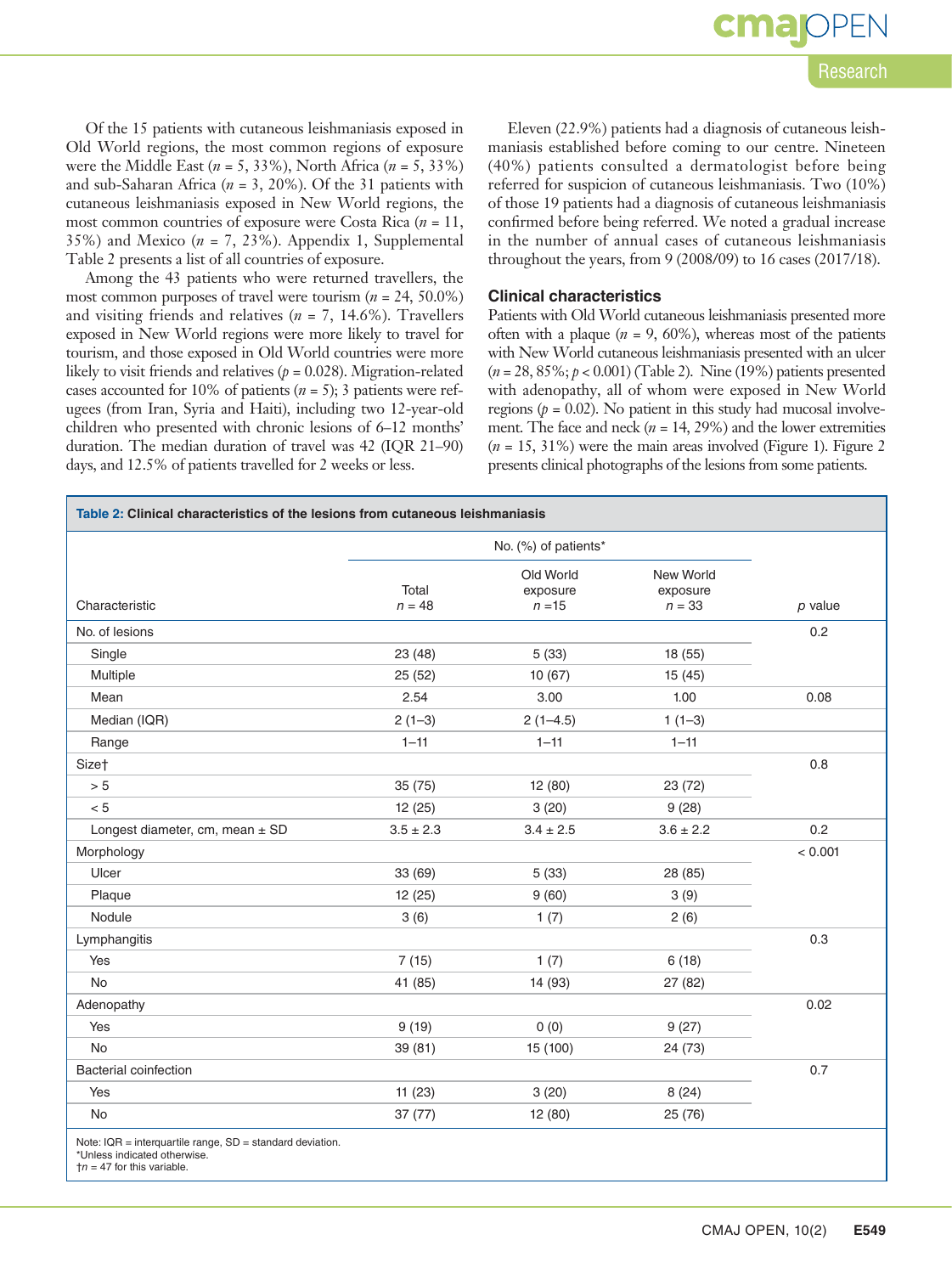Of the 15 patients with cutaneous leishmaniasis exposed in Old World regions, the most common regions of exposure were the Middle East ($n$ = 5, 33%), North Africa ($n$ = 5, 33%) and sub-Saharan Africa ($n$ = 3, 20%). Of the 31 patients with cutaneous leishmaniasis exposed in New World regions, the most common countries of exposure were Costa Rica ($n$ = 11, 35%) and Mexico ($n$ = 7, 23%). Appendix 1, Supplemental Table 2 presents a list of all countries of exposure.

Among the 43 patients who were returned travellers, the most common purposes of travel were tourism ($n$ = 24, 50.0%) and visiting friends and relatives ($n$ = 7, 14.6%). Travellers exposed in New World regions were more likely to travel for tourism, and those exposed in Old World countries were more likely to visit friends and relatives ($p$ = 0.028). Migration-related cases accounted for 10% of patients ($n$ = 5); 3 patients were refugees (from Iran, Syria and Haiti), including two 12-year-old children who presented with chronic lesions of 6–12 months' duration. The median duration of travel was 42 (IQR 21–90) days, and 12.5% of patients travelled for 2 weeks or less.

Eleven (22.9%) patients had a diagnosis of cutaneous leishmaniasis established before coming to our centre. Nineteen (40%) patients consulted a dermatologist before being referred for suspicion of cutaneous leishmaniasis. Two (10%) of those 19 patients had a diagnosis of cutaneous leishmaniasis confirmed before being referred. We noted a gradual increase in the number of annual cases of cutaneous leishmaniasis throughout the years, from 9 (2008/09) to 16 cases (2017/18).

### Clinical characteristics

Patients with Old World cutaneous leishmaniasis presented more often with a plaque ($n$ = 9, 60%), whereas most of the patients with New World cutaneous leishmaniasis presented with an ulcer ($n$ = 28, 85%; $p$ < 0.001) (Table 2). Nine (19%) patients presented with adenopathy, all of whom were exposed in New World regions ($p$ = 0.02). No patient in this study had mucosal involvement. The face and neck ($n$ = 14, 29%) and the lower extremities ($n$ = 15, 31%) were the main areas involved (Figure 1). Figure 2 presents clinical photographs of the lesions from some patients.

**Table 2: Clinical characteristics of the lesions from cutaneous leishmaniasis**

| Characteristic | No. (%) of patients* | | | $p$ value |
|---|---|---|---|---|
| | Total $n$ = 48 | Old World exposure $n$ =15 | New World exposure $n$ = 33 | |
| No. of lesions | | | | 0.2 |
| Single | 23 (48) | 5 (33) | 18 (55) | |
| Multiple | 25 (52) | 10 (67) | 15 (45) | |
| Mean | 2.54 | 3.00 | 1.00 | 0.08 |
| Median (IQR) | 2 (1–3) | 2 (1–4.5) | 1 (1–3) | |
| Range | 1–11 | 1–11 | 1–11 | |
| Size† | | | | 0.8 |
| > 5 | 35 (75) | 12 (80) | 23 (72) | |
| < 5 | 12 (25) | 3 (20) | 9 (28) | |
| Longest diameter, cm, mean ± SD | 3.5 ± 2.3 | 3.4 ± 2.5 | 3.6 ± 2.2 | 0.2 |
| Morphology | | | | < 0.001 |
| Ulcer | 33 (69) | 5 (33) | 28 (85) | |
| Plaque | 12 (25) | 9 (60) | 3 (9) | |
| Nodule | 3 (6) | 1 (7) | 2 (6) | |
| Lymphangitis | | | | 0.3 |
| Yes | 7 (15) | 1 (7) | 6 (18) | |
| No | 41 (85) | 14 (93) | 27 (82) | |
| Adenopathy | | | | 0.02 |
| Yes | 9 (19) | 0 (0) | 9 (27) | |
| No | 39 (81) | 15 (100) | 24 (73) | |
| Bacterial coinfection | | | | 0.7 |
| Yes | 11 (23) | 3 (20) | 8 (24) | |
| No | 37 (77) | 12 (80) | 25 (76) | |

Note: IQR = interquartile range, SD = standard deviation.
*Unless indicated otherwise.
†$n$ = 47 for this variable.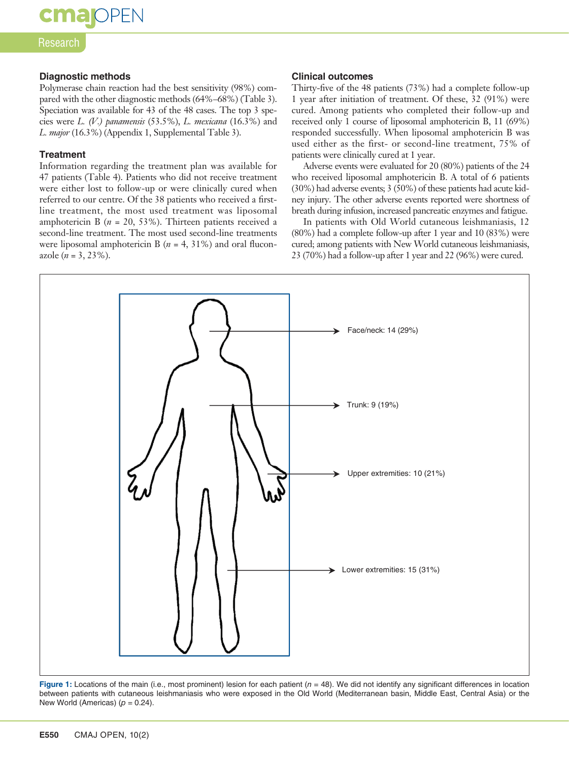### Diagnostic methods

Polymerase chain reaction had the best sensitivity (98%) compared with the other diagnostic methods (64%–68%) (Table 3). Speciation was available for 43 of the 48 cases. The top 3 species were *L. (V.) panamensis* (53.5%), *L. mexicana* (16.3%) and *L. major* (16.3%) (Appendix 1, Supplemental Table 3).

### Treatment

Information regarding the treatment plan was available for 47 patients (Table 4). Patients who did not receive treatment were either lost to follow-up or were clinically cured when referred to our centre. Of the 38 patients who received a first-line treatment, the most used treatment was liposomal amphotericin B ($n$ = 20, 53%). Thirteen patients received a second-line treatment. The most used second-line treatments were liposomal amphotericin B ($n$ = 4, 31%) and oral fluconazole ($n$ = 3, 23%).

### Clinical outcomes

Thirty-five of the 48 patients (73%) had a complete follow-up 1 year after initiation of treatment. Of these, 32 (91%) were cured. Among patients who completed their follow-up and received only 1 course of liposomal amphotericin B, 11 (69%) responded successfully. When liposomal amphotericin B was used either as the first- or second-line treatment, 75% of patients were clinically cured at 1 year.

Adverse events were evaluated for 20 (80%) patients of the 24 who received liposomal amphotericin B. A total of 6 patients (30%) had adverse events; 3 (50%) of these patients had acute kidney injury. The other adverse events reported were shortness of breath during infusion, increased pancreatic enzymes and fatigue.

In patients with Old World cutaneous leishmaniasis, 12 (80%) had a complete follow-up after 1 year and 10 (83%) were cured; among patients with New World cutaneous leishmaniasis, 23 (70%) had a follow-up after 1 year and 22 (96%) were cured.

Face/neck: 14 (29%)

Trunk: 9 (19%)

Upper extremities: 10 (21%)

Lower extremities: 15 (31%)

**Figure 1:** Locations of the main (i.e., most prominent) lesion for each patient ($n$ = 48). We did not identify any significant differences in location between patients with cutaneous leishmaniasis who were exposed in the Old World (Mediterranean basin, Middle East, Central Asia) or the New World (Americas) ($p$ = 0.24).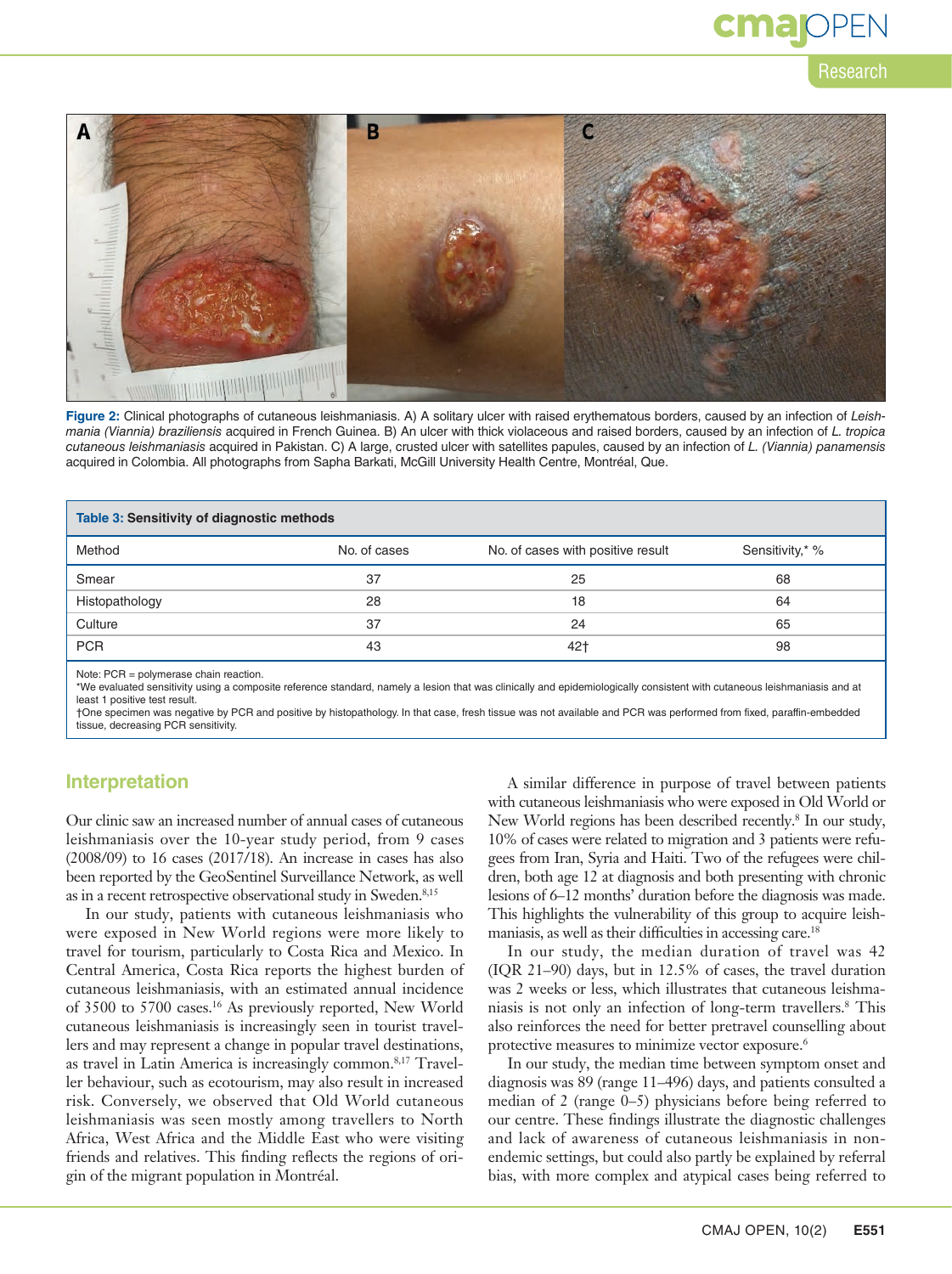Figure 2: Clinical photographs of cutaneous leishmaniasis. A) A solitary ulcer with raised erythematous borders, caused by an infection of *Leishmania (Viannia) braziliensis* acquired in French Guinea. B) An ulcer with thick violaceous and raised borders, caused by an infection of *L. tropica cutaneous leishmaniasis* acquired in Pakistan. C) A large, crusted ulcer with satellites papules, caused by an infection of *L. (Viannia) panamensis* acquired in Colombia. All photographs from Sapha Barkati, McGill University Health Centre, Montréal, Que.

**Table 3: Sensitivity of diagnostic methods**

| Method | No. of cases | No. of cases with positive result | Sensitivity,* % |
|---|---|---|---|
| Smear | 37 | 25 | 68 |
| Histopathology | 28 | 18 | 64 |
| Culture | 37 | 24 | 65 |
| PCR | 43 | 42† | 98 |

Note: PCR = polymerase chain reaction.
*We evaluated sensitivity using a composite reference standard, namely a lesion that was clinically and epidemiologically consistent with cutaneous leishmaniasis and at least 1 positive test result.
†One specimen was negative by PCR and positive by histopathology. In that case, fresh tissue was not available and PCR was performed from fixed, paraffin-embedded tissue, decreasing PCR sensitivity.

## Interpretation

Our clinic saw an increased number of annual cases of cutaneous leishmaniasis over the 10-year study period, from 9 cases (2008/09) to 16 cases (2017/18). An increase in cases has also been reported by the GeoSentinel Surveillance Network, as well as in a recent retrospective observational study in Sweden.[8,15]

In our study, patients with cutaneous leishmaniasis who were exposed in New World regions were more likely to travel for tourism, particularly to Costa Rica and Mexico. In Central America, Costa Rica reports the highest burden of cutaneous leishmaniasis, with an estimated annual incidence of 3500 to 5700 cases.[16] As previously reported, New World cutaneous leishmaniasis is increasingly seen in tourist travellers and may represent a change in popular travel destinations, as travel in Latin America is increasingly common.[8,17] Traveller behaviour, such as ecotourism, may also result in increased risk. Conversely, we observed that Old World cutaneous leishmaniasis was seen mostly among travellers to North Africa, West Africa and the Middle East who were visiting friends and relatives. This finding reflects the regions of origin of the migrant population in Montréal.

A similar difference in purpose of travel between patients with cutaneous leishmaniasis who were exposed in Old World or New World regions has been described recently.[8] In our study, 10% of cases were related to migration and 3 patients were refugees from Iran, Syria and Haiti. Two of the refugees were children, both age 12 at diagnosis and both presenting with chronic lesions of 6–12 months' duration before the diagnosis was made. This highlights the vulnerability of this group to acquire leishmaniasis, as well as their difficulties in accessing care.[18]

In our study, the median duration of travel was 42 (IQR 21–90) days, but in 12.5% of cases, the travel duration was 2 weeks or less, which illustrates that cutaneous leishmaniasis is not only an infection of long-term travellers.[8] This also reinforces the need for better pretravel counselling about protective measures to minimize vector exposure.[6]

In our study, the median time between symptom onset and diagnosis was 89 (range 11–496) days, and patients consulted a median of 2 (range 0–5) physicians before being referred to our centre. These findings illustrate the diagnostic challenges and lack of awareness of cutaneous leishmaniasis in nonendemic settings, but could also partly be explained by referral bias, with more complex and atypical cases being referred to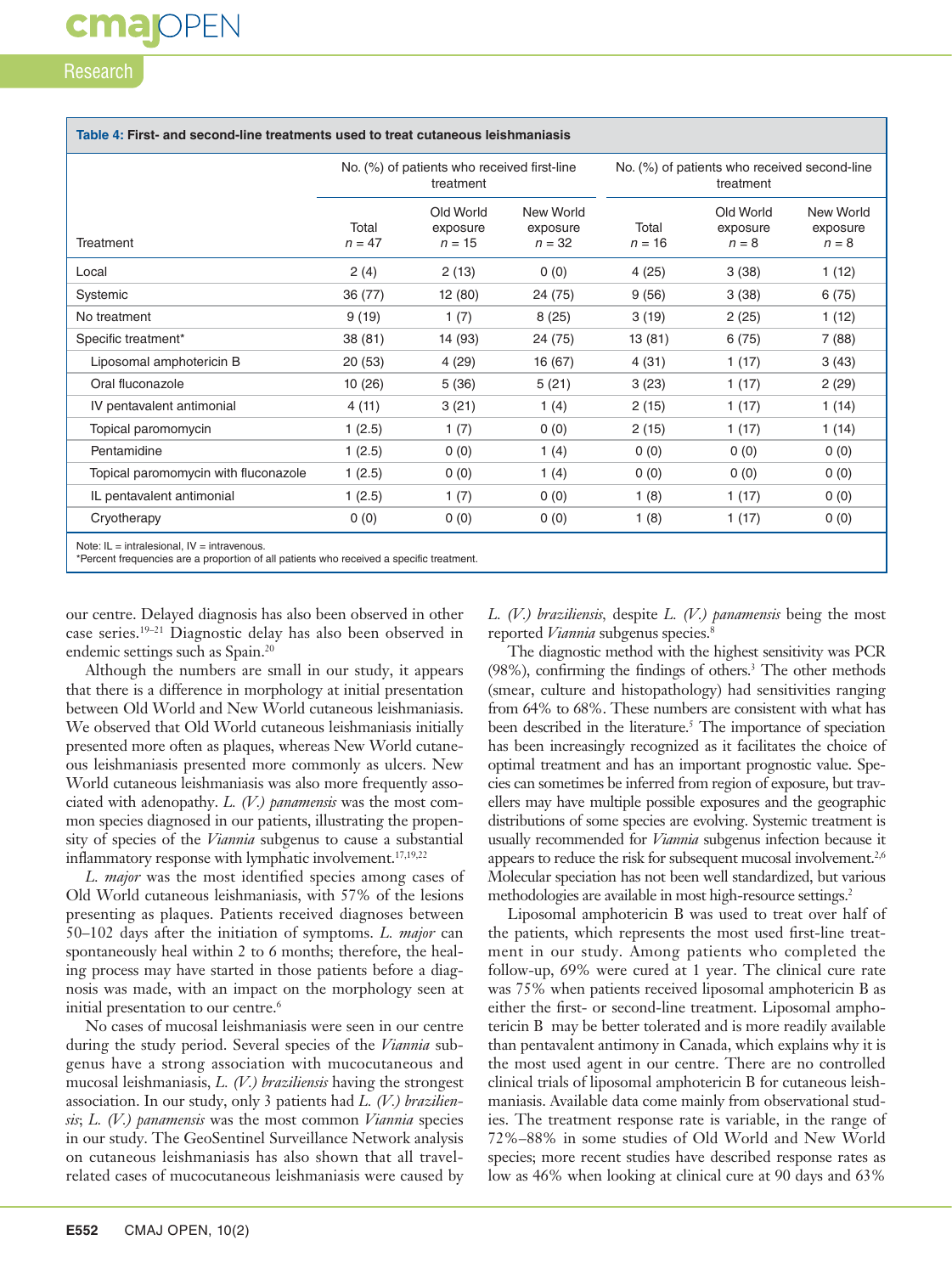**Table 4: First- and second-line treatments used to treat cutaneous leishmaniasis**

| Treatment | No. (%) of patients who received first-line treatment | | | No. (%) of patients who received second-line treatment | | |
|---|---|---|---|---|---|---|
| | Total *n* = 47 | Old World exposure *n* = 15 | New World exposure *n* = 32 | Total *n* = 16 | Old World exposure *n* = 8 | New World exposure *n* = 8 |
| Local | 2 (4) | 2 (13) | 0 (0) | 4 (25) | 3 (38) | 1 (12) |
| Systemic | 36 (77) | 12 (80) | 24 (75) | 9 (56) | 3 (38) | 6 (75) |
| No treatment | 9 (19) | 1 (7) | 8 (25) | 3 (19) | 2 (25) | 1 (12) |
| Specific treatment* | 38 (81) | 14 (93) | 24 (75) | 13 (81) | 6 (75) | 7 (88) |
| Liposomal amphotericin B | 20 (53) | 4 (29) | 16 (67) | 4 (31) | 1 (17) | 3 (43) |
| Oral fluconazole | 10 (26) | 5 (36) | 5 (21) | 3 (23) | 1 (17) | 2 (29) |
| IV pentavalent antimonial | 4 (11) | 3 (21) | 1 (4) | 2 (15) | 1 (17) | 1 (14) |
| Topical paromomycin | 1 (2.5) | 1 (7) | 0 (0) | 2 (15) | 1 (17) | 1 (14) |
| Pentamidine | 1 (2.5) | 0 (0) | 1 (4) | 0 (0) | 0 (0) | 0 (0) |
| Topical paromomycin with fluconazole | 1 (2.5) | 0 (0) | 1 (4) | 0 (0) | 0 (0) | 0 (0) |
| IL pentavalent antimonial | 1 (2.5) | 1 (7) | 0 (0) | 1 (8) | 1 (17) | 0 (0) |
| Cryotherapy | 0 (0) | 0 (0) | 0 (0) | 1 (8) | 1 (17) | 0 (0) |

Note: IL = intralesional, IV = intravenous.
*Percent frequencies are a proportion of all patients who received a specific treatment.

our centre. Delayed diagnosis has also been observed in other case series.[19–21] Diagnostic delay has also been observed in endemic settings such as Spain.[20]

Although the numbers are small in our study, it appears that there is a difference in morphology at initial presentation between Old World and New World cutaneous leishmaniasis. We observed that Old World cutaneous leishmaniasis initially presented more often as plaques, whereas New World cutaneous leishmaniasis presented more commonly as ulcers. New World cutaneous leishmaniasis was also more frequently associated with adenopathy. *L. (V.) panamensis* was the most common species diagnosed in our patients, illustrating the propensity of species of the *Viannia* subgenus to cause a substantial inflammatory response with lymphatic involvement.[17,19,22]

*L. major* was the most identified species among cases of Old World cutaneous leishmaniasis, with 57% of the lesions presenting as plaques. Patients received diagnoses between 50–102 days after the initiation of symptoms. *L. major* can spontaneously heal within 2 to 6 months; therefore, the healing process may have started in those patients before a diagnosis was made, with an impact on the morphology seen at initial presentation to our centre.[6]

No cases of mucosal leishmaniasis were seen in our centre during the study period. Several species of the *Viannia* subgenus have a strong association with mucocutaneous and mucosal leishmaniasis, *L. (V.) braziliensis* having the strongest association. In our study, only 3 patients had *L. (V.) braziliensis*; *L. (V.) panamensis* was the most common *Viannia* species in our study. The GeoSentinel Surveillance Network analysis on cutaneous leishmaniasis has also shown that all travel-related cases of mucocutaneous leishmaniasis were caused by *L. (V.) braziliensis*, despite *L. (V.) panamensis* being the most reported *Viannia* subgenus species.[8]

The diagnostic method with the highest sensitivity was PCR (98%), confirming the findings of others.[3] The other methods (smear, culture and histopathology) had sensitivities ranging from 64% to 68%. These numbers are consistent with what has been described in the literature.[5] The importance of speciation has been increasingly recognized as it facilitates the choice of optimal treatment and has an important prognostic value. Species can sometimes be inferred from region of exposure, but travellers may have multiple possible exposures and the geographic distributions of some species are evolving. Systemic treatment is usually recommended for *Viannia* subgenus infection because it appears to reduce the risk for subsequent mucosal involvement.[2,6] Molecular speciation has not been well standardized, but various methodologies are available in most high-resource settings.[2]

Liposomal amphotericin B was used to treat over half of the patients, which represents the most used first-line treatment in our study. Among patients who completed the follow-up, 69% were cured at 1 year. The clinical cure rate was 75% when patients received liposomal amphotericin B as either the first- or second-line treatment. Liposomal amphotericin B may be better tolerated and is more readily available than pentavalent antimony in Canada, which explains why it is the most used agent in our centre. There are no controlled clinical trials of liposomal amphotericin B for cutaneous leishmaniasis. Available data come mainly from observational studies. The treatment response rate is variable, in the range of 72%–88% in some studies of Old World and New World species; more recent studies have described response rates as low as 46% when looking at clinical cure at 90 days and 63%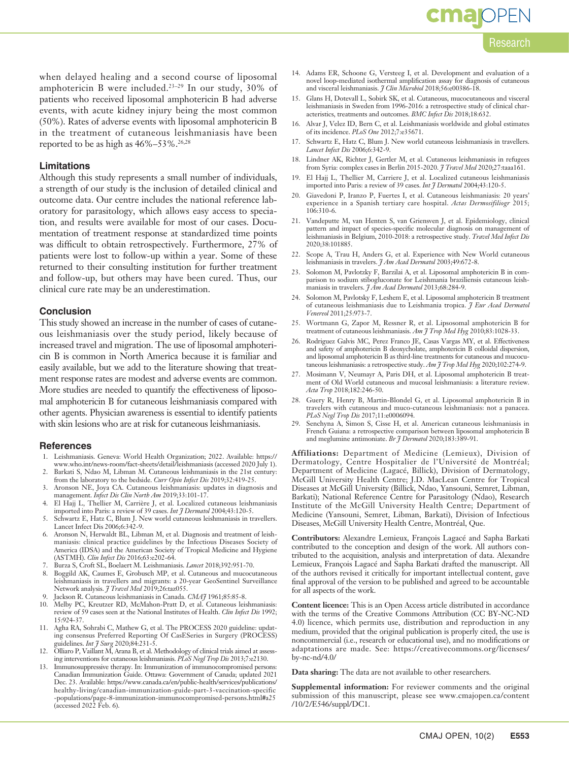when delayed healing and a second course of liposomal amphotericin B were included.[23–29] In our study, 30% of patients who received liposomal amphotericin B had adverse events, with acute kidney injury being the most common (50%). Rates of adverse events with liposomal amphotericin B in the treatment of cutaneous leishmaniasis have been reported to be as high as 46%–53%.[26,28]

### Limitations

Although this study represents a small number of individuals, a strength of our study is the inclusion of detailed clinical and outcome data. Our centre includes the national reference laboratory for parasitology, which allows easy access to speciation, and results were available for most of our cases. Documentation of treatment response at standardized time points was difficult to obtain retrospectively. Furthermore, 27% of patients were lost to follow-up within a year. Some of these returned to their consulting institution for further treatment and follow-up, but others may have been cured. Thus, our clinical cure rate may be an underestimation.

### Conclusion

This study showed an increase in the number of cases of cutaneous leishmaniasis over the study period, likely because of increased travel and migration. The use of liposomal amphotericin B is common in North America because it is familiar and easily available, but we add to the literature showing that treatment response rates are modest and adverse events are common. More studies are needed to quantify the effectiveness of liposomal amphotericin B for cutaneous leishmaniasis compared with other agents. Physician awareness is essential to identify patients with skin lesions who are at risk for cutaneous leishmaniasis.

### References

1. Leishmaniasis. Geneva: World Health Organization; 2022. Available: https://www.who.int/news-room/fact-sheets/detail/leishmaniasis (accessed 2020 July 1).
2. Barkati S, Ndao M, Libman M. Cutaneous leishmaniasis in the 21st century: from the laboratory to the bedside. *Curr Opin Infect Dis* 2019;32:419-25.
3. Aronson NE, Joya CA. Cutaneous leishmaniasis: updates in diagnosis and management. *Infect Dis Clin North Am* 2019;33:101-17.
4. El Hajj L, Thellier M, Carrière J, et al. Localized cutaneous leishmaniasis imported into Paris: a review of 39 cases. *Int J Dermatol* 2004;43:120-5.
5. Schwartz E, Hatz C, Blum J. New world cutaneous leishmaniasis in travellers. Lancet Infect Dis 2006;6:342-9.
6. Aronson N, Herwaldt BL, Libman M, et al. Diagnosis and treatment of leishmaniasis: clinical practice guidelines by the Infectious Diseases Society of America (IDSA) and the American Society of Tropical Medicine and Hygiene (ASTMH). *Clin Infect Dis* 2016;63:e202-64.
7. Burza S, Croft SL, Boelaert M. Leishmaniasis. *Lancet* 2018;392:951-70.
8. Boggild AK, Caumes E, Grobusch MP, et al. Cutaneous and mucocutaneous leishmaniasis in travellers and migrants: a 20-year GeoSentinel Surveillance Network analysis. *J Travel Med* 2019;26:taz055.
9. Jackson R. Cutaneous leishmaniasis in Canada. *CMAJ* 1961;85:85-8.
10. Melby PC, Kreutzer RD, McMahon-Pratt D, et al. Cutaneous leishmaniasis: review of 59 cases seen at the National Institutes of Health. *Clin Infect Dis* 1992; 15:924-37.
11. Agha RA, Sohrabi C, Mathew G, et al. The PROCESS 2020 guideline: updating consensus Preferred Reporting Of CasESeries in Surgery (PROCESS) guidelines. *Int J Surg* 2020;84:231-5.
12. Olliaro P, Vaillant M, Arana B, et al. Methodology of clinical trials aimed at assessing interventions for cutaneous leishmaniasis. *PLoS Negl Trop Dis* 2013;7:e2130.
13. Immunosuppressive therapy. In: Immunization of immunocompromised persons: Canadian Immunization Guide. Ottawa: Government of Canada; updated 2021 Dec. 23. Available: https://www.canada.ca/en/public-health/services/publications/healthy-living/canadian-immunization-guide-part-3-vaccination-specific-populations/page-8-immunization-immunocompromised-persons.html#a25 (accessed 2022 Feb. 6).
14. Adams ER, Schoone G, Versteeg I, et al. Development and evaluation of a novel loop-mediated isothermal amplification assay for diagnosis of cutaneous and visceral leishmaniasis. *J Clin Microbiol* 2018;56:e00386-18.
15. Glans H, Dotevall L, Sobirk SK, et al. Cutaneous, mucocutaneous and visceral leishmaniasis in Sweden from 1996-2016: a retrospective study of clinical characteristics, treatments and outcomes. *BMC Infect Dis* 2018;18:632.
16. Alvar J, Velez ID, Bern C, et al. Leishmaniasis worldwide and global estimates of its incidence. *PLoS One* 2012;7:e35671.
17. Schwartz E, Hatz C, Blum J. New world cutaneous leishmaniasis in travellers. *Lancet Infect Dis* 2006;6:342-9.
18. Lindner AK, Richter J, Gertler M, et al. Cutaneous leishmaniasis in refugees from Syria: complex cases in Berlin 2015-2020. *J Travel Med* 2020;27:taaa161.
19. El Hajj L, Thellier M, Carriere J, et al. Localized cutaneous leishmaniasis imported into Paris: a review of 39 cases. *Int J Dermatol* 2004;43:120-5.
20. Giavedoni P, Iranzo P, Fuertes I, et al. Cutaneous leishmaniasis: 20 years' experience in a Spanish tertiary care hospital. *Actas Dermosifiliogr* 2015; 106:310-6.
21. Vandeputte M, van Henten S, van Griensven J, et al. Epidemiology, clinical pattern and impact of species-specific molecular diagnosis on management of leishmaniasis in Belgium, 2010-2018: a retrospective study. *Travel Med Infect Dis* 2020;38:101885.
22. Scope A, Trau H, Anders G, et al. Experience with New World cutaneous leishmaniasis in travelers. *J Am Acad Dermatol* 2003;49:672-8.
23. Solomon M, Pavlotzky F, Barzilai A, et al. Liposomal amphotericin B in comparison to sodium stibogluconate for Leishmania braziliensis cutaneous leishmaniasis in travelers. *J Am Acad Dermatol* 2013;68:284-9.
24. Solomon M, Pavlotsky F, Leshem E, et al. Liposomal amphotericin B treatment of cutaneous leishmaniasis due to Leishmania tropica. *J Eur Acad Dermatol Venereol* 2011;25:973-7.
25. Wortmann G, Zapor M, Ressner R, et al. Lipsosomal amphotericin B for treatment of cutaneous leishmaniasis. *Am J Trop Med Hyg* 2010;83:1028-33.
26. Rodriguez Galvis MC, Perez Franco JE, Casas Vargas MY, et al. Effectiveness and safety of amphotericin B deoxycholate, amphotericin B colloidal dispersion, and liposomal amphotericin B as third-line treatments for cutaneous and mucocutaneous leishmaniasis: a retrospective study. *Am J Trop Med Hyg* 2020;102:274-9.
27. Mosimann V, Neumayr A, Paris DH, et al. Liposomal amphotericin B treatment of Old World cutaneous and mucosal leishmaniasis: a literature review. *Acta Trop* 2018;182:246-50.
28. Guery R, Henry B, Martin-Blondel G, et al. Liposomal amphotericin B in travelers with cutaneous and muco-cutaneous leishmaniasis: not a panacea. *PLoS Negl Trop Dis* 2017;11:e0006094.
29. Senchyna A, Simon S, Cisse H, et al. American cutaneous leishmaniasis in French Guiana: a retrospective comparison between liposomal amphotericin B and meglumine antimoniate. *Br J Dermatol* 2020;183:389-91.

**Affiliations:** Department of Medicine (Lemieux), Division of Dermatology, Centre Hospitalier de l'Université de Montréal; Department of Medicine (Lagacé, Billick), Division of Dermatology, McGill University Health Centre; J.D. MacLean Centre for Tropical Diseases at McGill University (Billick, Ndao, Yansouni, Semret, Libman, Barkati); National Reference Centre for Parasitology (Ndao), Research Institute of the McGill University Health Centre; Department of Medicine (Yansouni, Semret, Libman, Barkati), Division of Infectious Diseases, McGill University Health Centre, Montréal, Que.

**Contributors:** Alexandre Lemieux, François Lagacé and Sapha Barkati contributed to the conception and design of the work. All authors contributed to the acquisition, analysis and interpretation of data. Alexandre Lemieux, François Lagacé and Sapha Barkati drafted the manuscript. All of the authors revised it critically for important intellectual content, gave final approval of the version to be published and agreed to be accountable for all aspects of the work.

**Content licence:** This is an Open Access article distributed in accordance with the terms of the Creative Commons Attribution (CC BY-NC-ND 4.0) licence, which permits use, distribution and reproduction in any medium, provided that the original publication is properly cited, the use is noncommercial (i.e., research or educational use), and no modifications or adaptations are made. See: https://creativecommons.org/licenses/by-nc-nd/4.0/

**Data sharing:** The data are not available to other researchers.

**Supplemental information:** For reviewer comments and the original submission of this manuscript, please see www.cmajopen.ca/content/10/2/E546/suppl/DC1.